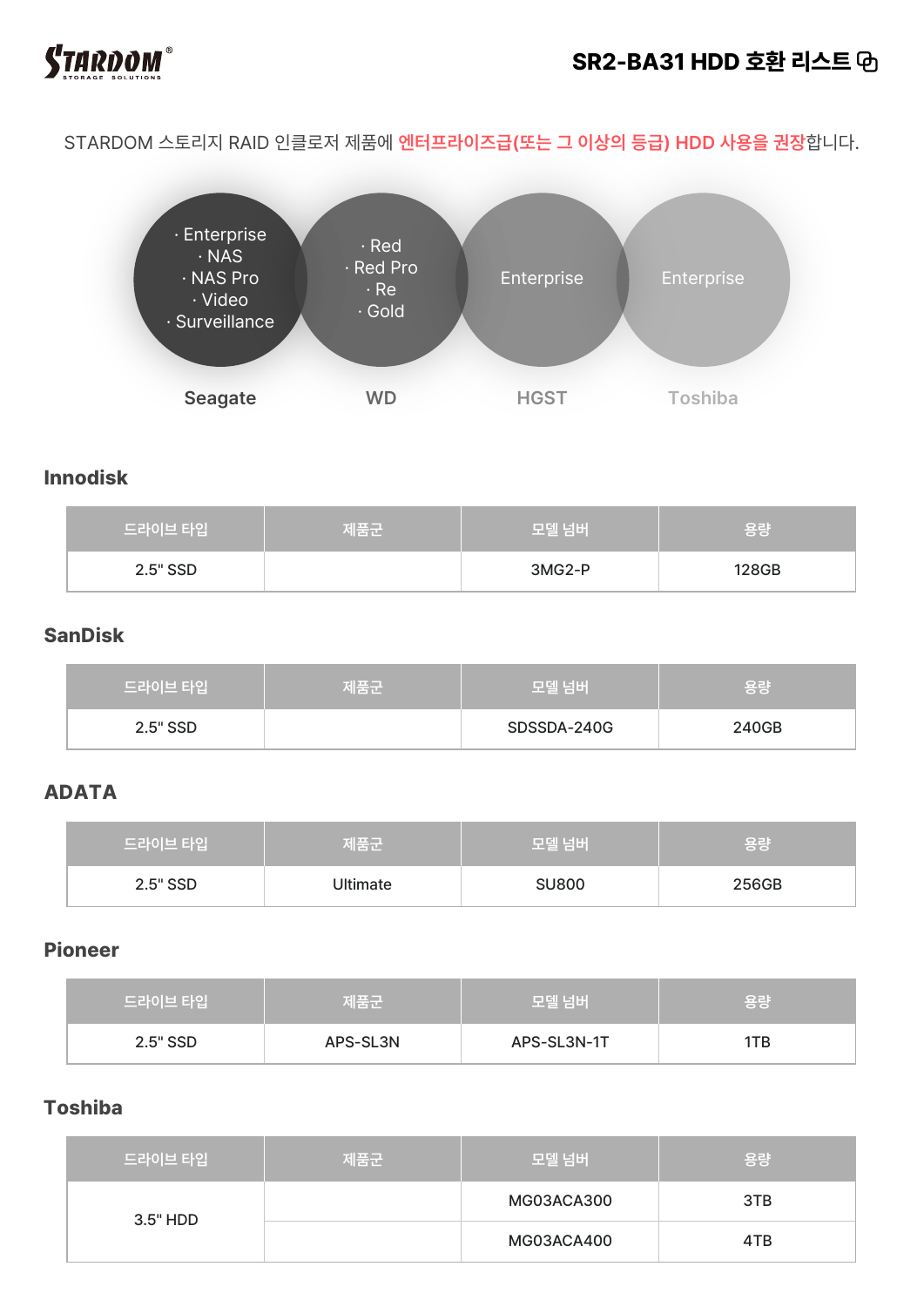# SR2-BA31 HDD 호환 리스트

STARDOM 스토리지 RAID 인클로저 제품에 **엔터프라이즈급(또는 그 이상의 등급) HDD 사용을 권장**합니다.

**Seagate**
- Enterprise
- NAS
- NAS Pro
- Video
- Surveillance

**WD**
- Red
- Red Pro
- Re
- Gold

**HGST**
- Enterprise

**Toshiba**
- Enterprise

## Innodisk

| 드라이브 타입 | 제품군 | 모델 넘버 | 용량 |
|---|---|---|---|
| 2.5" SSD | | 3MG2-P | 128GB |

## SanDisk

| 드라이브 타입 | 제품군 | 모델 넘버 | 용량 |
|---|---|---|---|
| 2.5" SSD | | SDSSDA-240G | 240GB |

## ADATA

| 드라이브 타입 | 제품군 | 모델 넘버 | 용량 |
|---|---|---|---|
| 2.5" SSD | Ultimate | SU800 | 256GB |

## Pioneer

| 드라이브 타입 | 제품군 | 모델 넘버 | 용량 |
|---|---|---|---|
| 2.5" SSD | APS-SL3N | APS-SL3N-1T | 1TB |

## Toshiba

| 드라이브 타입 | 제품군 | 모델 넘버 | 용량 |
|---|---|---|---|
| 3.5" HDD | | MG03ACA300 | 3TB |
| | | MG03ACA400 | 4TB |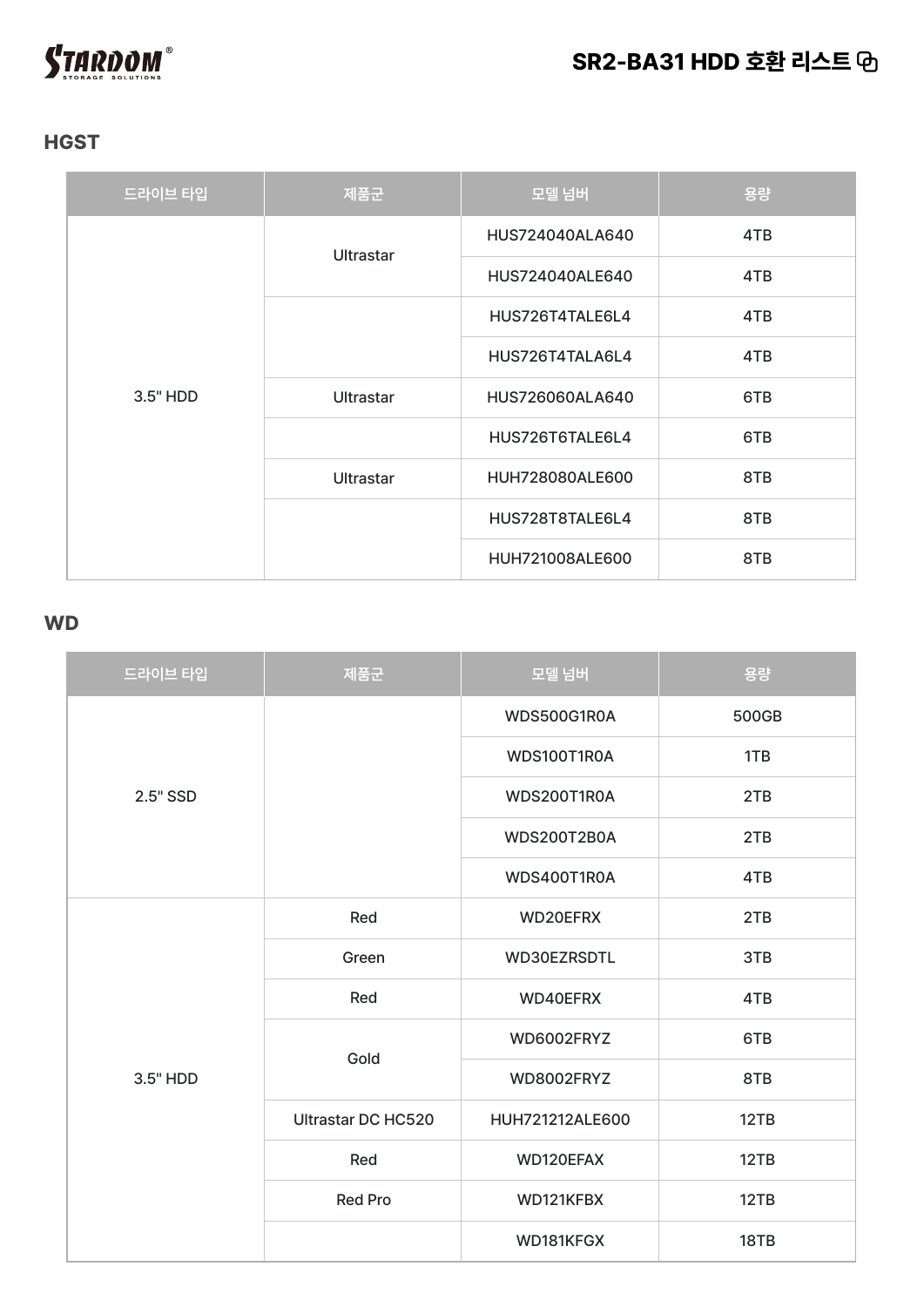# SR2-BA31 HDD 호환 리스트

## HGST

| 드라이브 타입 | 제품군 | 모델 넘버 | 용량 |
| --- | --- | --- | --- |
| 3.5" HDD | Ultrastar | HUS724040ALA640 | 4TB |
| | | HUS724040ALE640 | 4TB |
| | | HUS726T4TALE6L4 | 4TB |
| | | HUS726T4TALA6L4 | 4TB |
| | Ultrastar | HUS726060ALA640 | 6TB |
| | | HUS726T6TALE6L4 | 6TB |
| | Ultrastar | HUH728080ALE600 | 8TB |
| | | HUS728T8TALE6L4 | 8TB |
| | | HUH721008ALE600 | 8TB |

## WD

| 드라이브 타입 | 제품군 | 모델 넘버 | 용량 |
| --- | --- | --- | --- |
| 2.5" SSD | | WDS500G1R0A | 500GB |
| | | WDS100T1R0A | 1TB |
| | | WDS200T1R0A | 2TB |
| | | WDS200T2B0A | 2TB |
| | | WDS400T1R0A | 4TB |
| 3.5" HDD | Red | WD20EFRX | 2TB |
| | Green | WD30EZRSDTL | 3TB |
| | Red | WD40EFRX | 4TB |
| | Gold | WD6002FRYZ | 6TB |
| | | WD8002FRYZ | 8TB |
| | Ultrastar DC HC520 | HUH721212ALE600 | 12TB |
| | Red | WD120EFAX | 12TB |
| | Red Pro | WD121KFBX | 12TB |
| | | WD181KFGX | 18TB |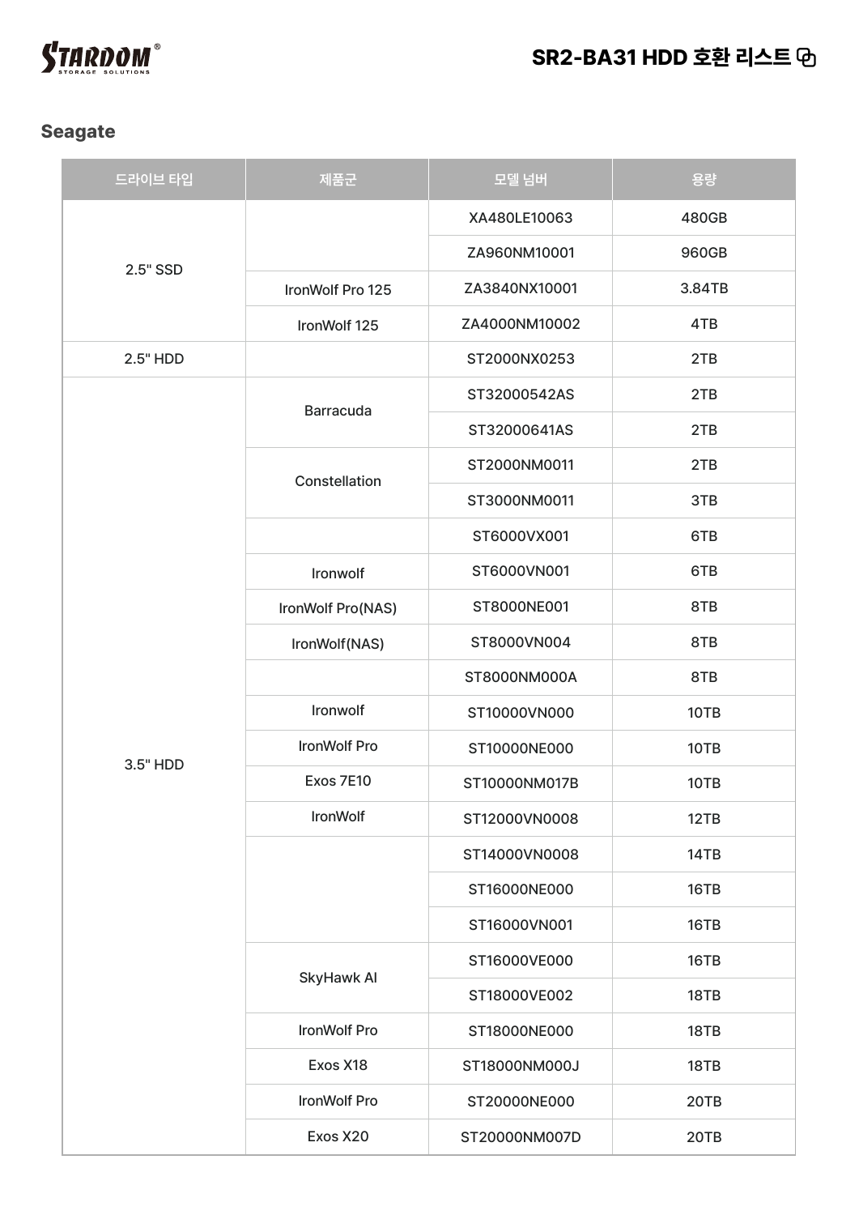## Seagate

| 드라이브 타입 | 제품군 | 모델 넘버 | 용량 |
|---|---|---|---|
| 2.5" SSD | | XA480LE10063 | 480GB |
| | | ZA960NM10001 | 960GB |
| | IronWolf Pro 125 | ZA3840NX10001 | 3.84TB |
| | IronWolf 125 | ZA4000NM10002 | 4TB |
| 2.5" HDD | | ST2000NX0253 | 2TB |
| 3.5" HDD | Barracuda | ST32000542AS | 2TB |
| | | ST32000641AS | 2TB |
| | Constellation | ST2000NM0011 | 2TB |
| | | ST3000NM0011 | 3TB |
| | | ST6000VX001 | 6TB |
| | Ironwolf | ST6000VN001 | 6TB |
| | IronWolf Pro(NAS) | ST8000NE001 | 8TB |
| | IronWolf(NAS) | ST8000VN004 | 8TB |
| | | ST8000NM000A | 8TB |
| | Ironwolf | ST10000VN000 | 10TB |
| | IronWolf Pro | ST10000NE000 | 10TB |
| | Exos 7E10 | ST10000NM017B | 10TB |
| | IronWolf | ST12000VN0008 | 12TB |
| | | ST14000VN0008 | 14TB |
| | | ST16000NE000 | 16TB |
| | | ST16000VN001 | 16TB |
| | SkyHawk AI | ST16000VE000 | 16TB |
| | | ST18000VE002 | 18TB |
| | IronWolf Pro | ST18000NE000 | 18TB |
| | Exos X18 | ST18000NM000J | 18TB |
| | IronWolf Pro | ST20000NE000 | 20TB |
| | Exos X20 | ST20000NM007D | 20TB |